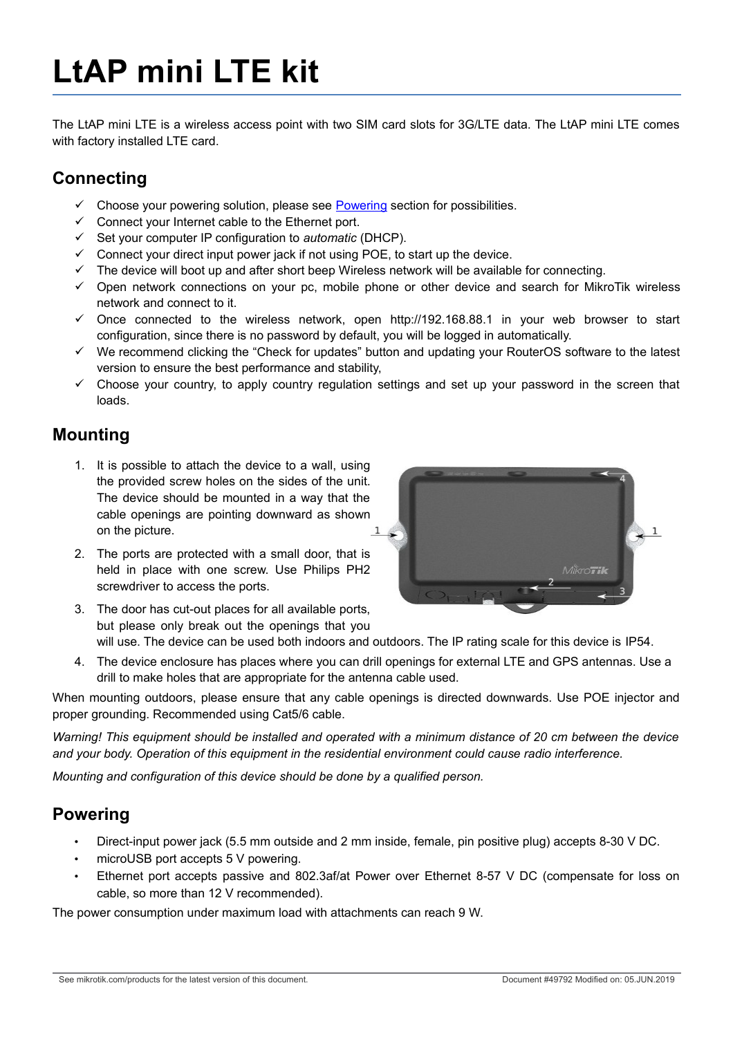# LtAP mini LTE kit

The LtAP mini LTE is a wireless access point with two SIM card slots for 3G/LTE data. The LtAP mini LTE comes with factory installed LTE card.

## Connecting

- ✓ Choose your powering solution, please see [Powering](#powering) section for possibilities.
- ✓ Connect your Internet cable to the Ethernet port.
- ✓ Set your computer IP configuration to *automatic* (DHCP).
- ✓ Connect your direct input power jack if not using POE, to start up the device.
- ✓ The device will boot up and after short beep Wireless network will be available for connecting.
- ✓ Open network connections on your pc, mobile phone or other device and search for MikroTik wireless network and connect to it.
- ✓ Once connected to the wireless network, open http://192.168.88.1 in your web browser to start configuration, since there is no password by default, you will be logged in automatically.
- ✓ We recommend clicking the "Check for updates" button and updating your RouterOS software to the latest version to ensure the best performance and stability,
- ✓ Choose your country, to apply country regulation settings and set up your password in the screen that loads.

## Mounting

1. It is possible to attach the device to a wall, using the provided screw holes on the sides of the unit. The device should be mounted in a way that the cable openings are pointing downward as shown on the picture.
2. The ports are protected with a small door, that is held in place with one screw. Use Philips PH2 screwdriver to access the ports.
3. The door has cut-out places for all available ports, but please only break out the openings that you will use. The device can be used both indoors and outdoors. The IP rating scale for this device is IP54.
4. The device enclosure has places where you can drill openings for external LTE and GPS antennas. Use a drill to make holes that are appropriate for the antenna cable used.

When mounting outdoors, please ensure that any cable openings is directed downwards. Use POE injector and proper grounding. Recommended using Cat5/6 cable.

*Warning! This equipment should be installed and operated with a minimum distance of 20 cm between the device and your body. Operation of this equipment in the residential environment could cause radio interference.*

*Mounting and configuration of this device should be done by a qualified person.*

## Powering

- Direct-input power jack (5.5 mm outside and 2 mm inside, female, pin positive plug) accepts 8-30 V DC.
- microUSB port accepts 5 V powering.
- Ethernet port accepts passive and 802.3af/at Power over Ethernet 8-57 V DC (compensate for loss on cable, so more than 12 V recommended).

The power consumption under maximum load with attachments can reach 9 W.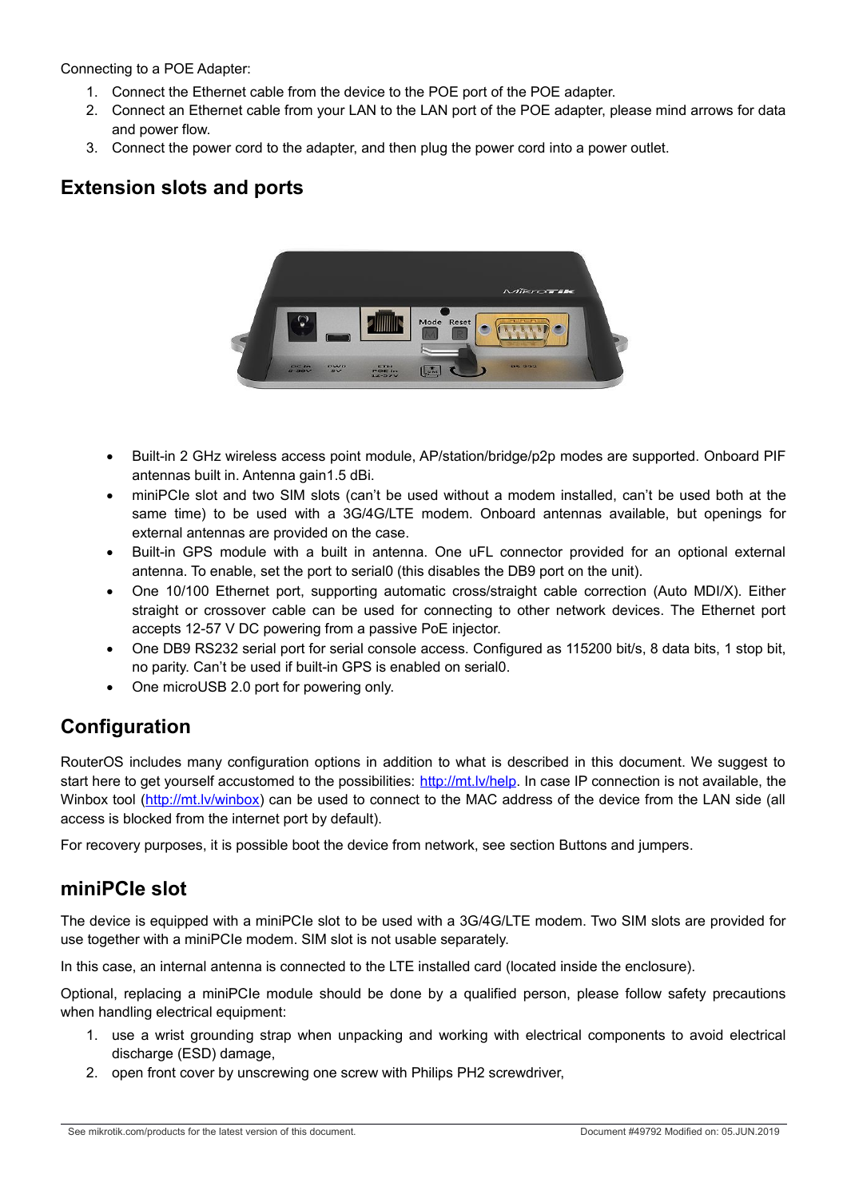Connecting to a POE Adapter:

1. Connect the Ethernet cable from the device to the POE port of the POE adapter.
2. Connect an Ethernet cable from your LAN to the LAN port of the POE adapter, please mind arrows for data and power flow.
3. Connect the power cord to the adapter, and then plug the power cord into a power outlet.

## Extension slots and ports

- Built-in 2 GHz wireless access point module, AP/station/bridge/p2p modes are supported. Onboard PIF antennas built in. Antenna gain1.5 dBi.
- miniPCIe slot and two SIM slots (can't be used without a modem installed, can't be used both at the same time) to be used with a 3G/4G/LTE modem. Onboard antennas available, but openings for external antennas are provided on the case.
- Built-in GPS module with a built in antenna. One uFL connector provided for an optional external antenna. To enable, set the port to serial0 (this disables the DB9 port on the unit).
- One 10/100 Ethernet port, supporting automatic cross/straight cable correction (Auto MDI/X). Either straight or crossover cable can be used for connecting to other network devices. The Ethernet port accepts 12-57 V DC powering from a passive PoE injector.
- One DB9 RS232 serial port for serial console access. Configured as 115200 bit/s, 8 data bits, 1 stop bit, no parity. Can't be used if built-in GPS is enabled on serial0.
- One microUSB 2.0 port for powering only.

## Configuration

RouterOS includes many configuration options in addition to what is described in this document. We suggest to start here to get yourself accustomed to the possibilities: [http://mt.lv/help](http://mt.lv/help). In case IP connection is not available, the Winbox tool ([http://mt.lv/winbox](http://mt.lv/winbox)) can be used to connect to the MAC address of the device from the LAN side (all access is blocked from the internet port by default).

For recovery purposes, it is possible boot the device from network, see section Buttons and jumpers.

## miniPCIe slot

The device is equipped with a miniPCIe slot to be used with a 3G/4G/LTE modem. Two SIM slots are provided for use together with a miniPCIe modem. SIM slot is not usable separately.

In this case, an internal antenna is connected to the LTE installed card (located inside the enclosure).

Optional, replacing a miniPCIe module should be done by a qualified person, please follow safety precautions when handling electrical equipment:

1. use a wrist grounding strap when unpacking and working with electrical components to avoid electrical discharge (ESD) damage,
2. open front cover by unscrewing one screw with Philips PH2 screwdriver,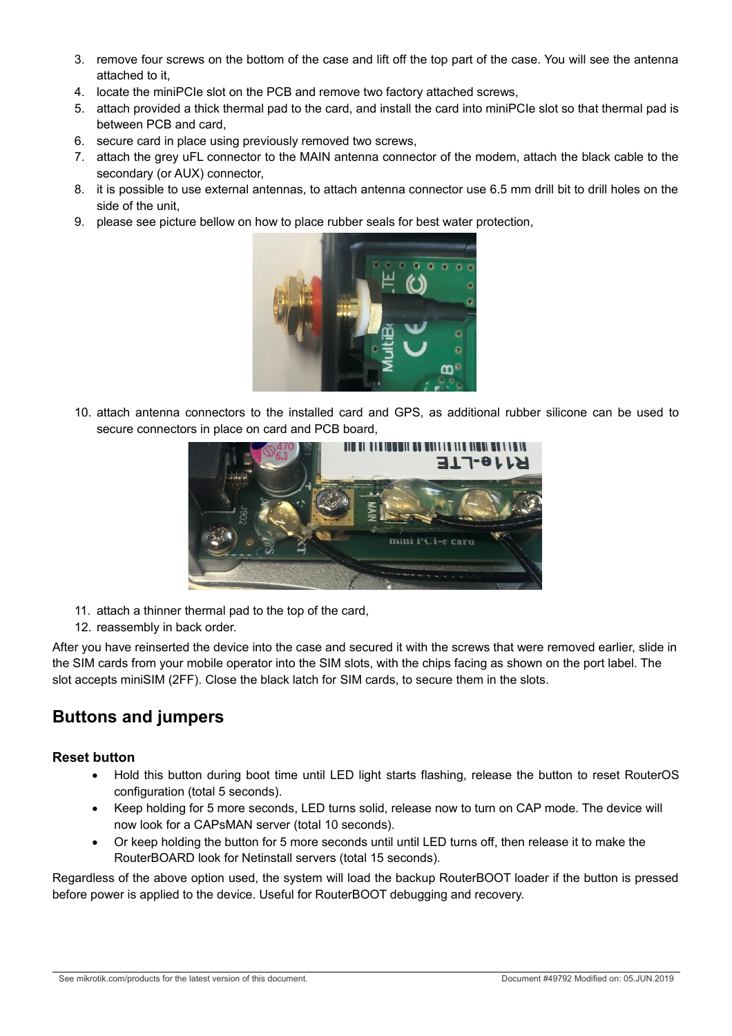3. remove four screws on the bottom of the case and lift off the top part of the case. You will see the antenna attached to it,
4. locate the miniPCIe slot on the PCB and remove two factory attached screws,
5. attach provided a thick thermal pad to the card, and install the card into miniPCIe slot so that thermal pad is between PCB and card,
6. secure card in place using previously removed two screws,
7. attach the grey uFL connector to the MAIN antenna connector of the modem, attach the black cable to the secondary (or AUX) connector,
8. it is possible to use external antennas, to attach antenna connector use 6.5 mm drill bit to drill holes on the side of the unit,
9. please see picture bellow on how to place rubber seals for best water protection,
10. attach antenna connectors to the installed card and GPS, as additional rubber silicone can be used to secure connectors in place on card and PCB board,
11. attach a thinner thermal pad to the top of the card,
12. reassembly in back order.

After you have reinserted the device into the case and secured it with the screws that were removed earlier, slide in the SIM cards from your mobile operator into the SIM slots, with the chips facing as shown on the port label. The slot accepts miniSIM (2FF). Close the black latch for SIM cards, to secure them in the slots.

## Buttons and jumpers

### Reset button

- Hold this button during boot time until LED light starts flashing, release the button to reset RouterOS configuration (total 5 seconds).
- Keep holding for 5 more seconds, LED turns solid, release now to turn on CAP mode. The device will now look for a CAPsMAN server (total 10 seconds).
- Or keep holding the button for 5 more seconds until until LED turns off, then release it to make the RouterBOARD look for Netinstall servers (total 15 seconds).

Regardless of the above option used, the system will load the backup RouterBOOT loader if the button is pressed before power is applied to the device. Useful for RouterBOOT debugging and recovery.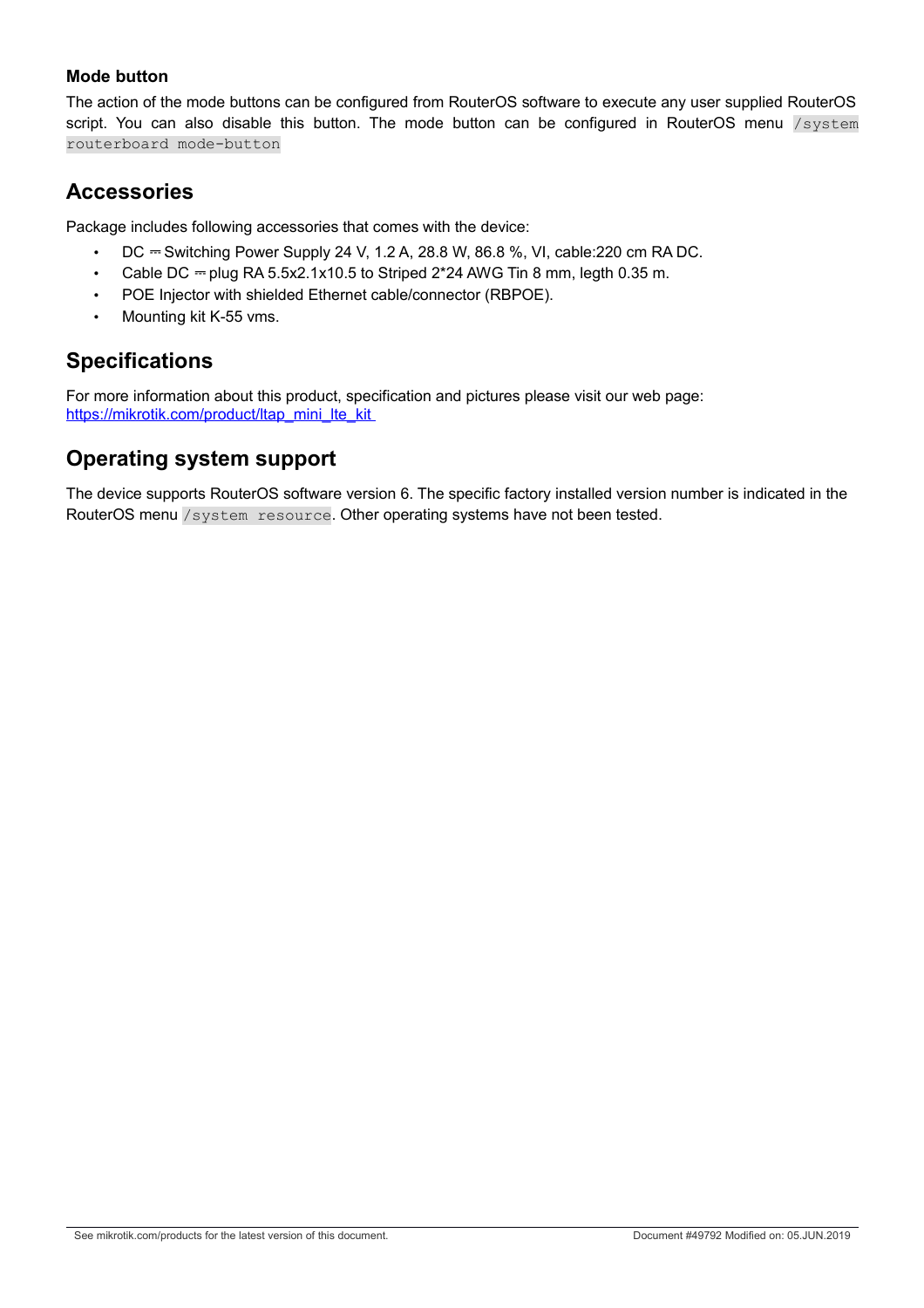### Mode button

The action of the mode buttons can be configured from RouterOS software to execute any user supplied RouterOS script. You can also disable this button. The mode button can be configured in RouterOS menu `/system routerboard mode-button`

## Accessories

Package includes following accessories that comes with the device:

- DC ⎓ Switching Power Supply 24 V, 1.2 A, 28.8 W, 86.8 %, VI, cable:220 cm RA DC.
- Cable DC ⎓ plug RA 5.5x2.1x10.5 to Striped 2*24 AWG Tin 8 mm, legth 0.35 m.
- POE Injector with shielded Ethernet cable/connector (RBPOE).
- Mounting kit K-55 vms.

## Specifications

For more information about this product, specification and pictures please visit our web page: [https://mikrotik.com/product/ltap_mini_lte_kit](https://mikrotik.com/product/ltap_mini_lte_kit)

## Operating system support

The device supports RouterOS software version 6. The specific factory installed version number is indicated in the RouterOS menu `/system resource`. Other operating systems have not been tested.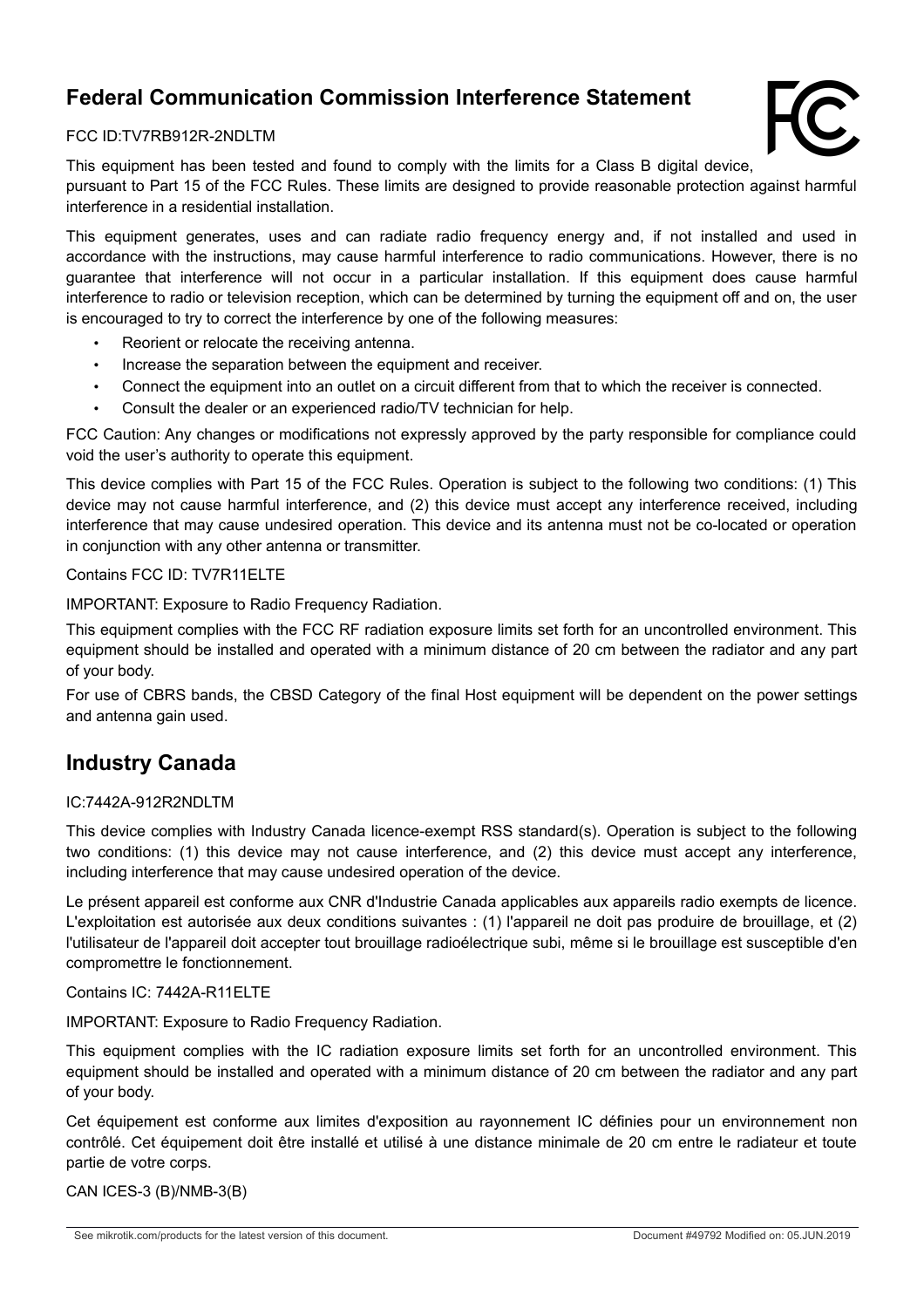## Federal Communication Commission Interference Statement

FCC ID:TV7RB912R-2NDLTM

This equipment has been tested and found to comply with the limits for a Class B digital device, pursuant to Part 15 of the FCC Rules. These limits are designed to provide reasonable protection against harmful interference in a residential installation.

This equipment generates, uses and can radiate radio frequency energy and, if not installed and used in accordance with the instructions, may cause harmful interference to radio communications. However, there is no guarantee that interference will not occur in a particular installation. If this equipment does cause harmful interference to radio or television reception, which can be determined by turning the equipment off and on, the user is encouraged to try to correct the interference by one of the following measures:

- Reorient or relocate the receiving antenna.
- Increase the separation between the equipment and receiver.
- Connect the equipment into an outlet on a circuit different from that to which the receiver is connected.
- Consult the dealer or an experienced radio/TV technician for help.

FCC Caution: Any changes or modifications not expressly approved by the party responsible for compliance could void the user's authority to operate this equipment.

This device complies with Part 15 of the FCC Rules. Operation is subject to the following two conditions: (1) This device may not cause harmful interference, and (2) this device must accept any interference received, including interference that may cause undesired operation. This device and its antenna must not be co-located or operation in conjunction with any other antenna or transmitter.

Contains FCC ID: TV7R11ELTE

IMPORTANT: Exposure to Radio Frequency Radiation.

This equipment complies with the FCC RF radiation exposure limits set forth for an uncontrolled environment. This equipment should be installed and operated with a minimum distance of 20 cm between the radiator and any part of your body.

For use of CBRS bands, the CBSD Category of the final Host equipment will be dependent on the power settings and antenna gain used.

## Industry Canada

IC:7442A-912R2NDLTM

This device complies with Industry Canada licence-exempt RSS standard(s). Operation is subject to the following two conditions: (1) this device may not cause interference, and (2) this device must accept any interference, including interference that may cause undesired operation of the device.

Le présent appareil est conforme aux CNR d'Industrie Canada applicables aux appareils radio exempts de licence. L'exploitation est autorisée aux deux conditions suivantes : (1) l'appareil ne doit pas produire de brouillage, et (2) l'utilisateur de l'appareil doit accepter tout brouillage radioélectrique subi, même si le brouillage est susceptible d'en compromettre le fonctionnement.

Contains IC: 7442A-R11ELTE

IMPORTANT: Exposure to Radio Frequency Radiation.

This equipment complies with the IC radiation exposure limits set forth for an uncontrolled environment. This equipment should be installed and operated with a minimum distance of 20 cm between the radiator and any part of your body.

Cet équipement est conforme aux limites d'exposition au rayonnement IC définies pour un environnement non contrôlé. Cet équipement doit être installé et utilisé à une distance minimale de 20 cm entre le radiateur et toute partie de votre corps.

CAN ICES-3 (B)/NMB-3(B)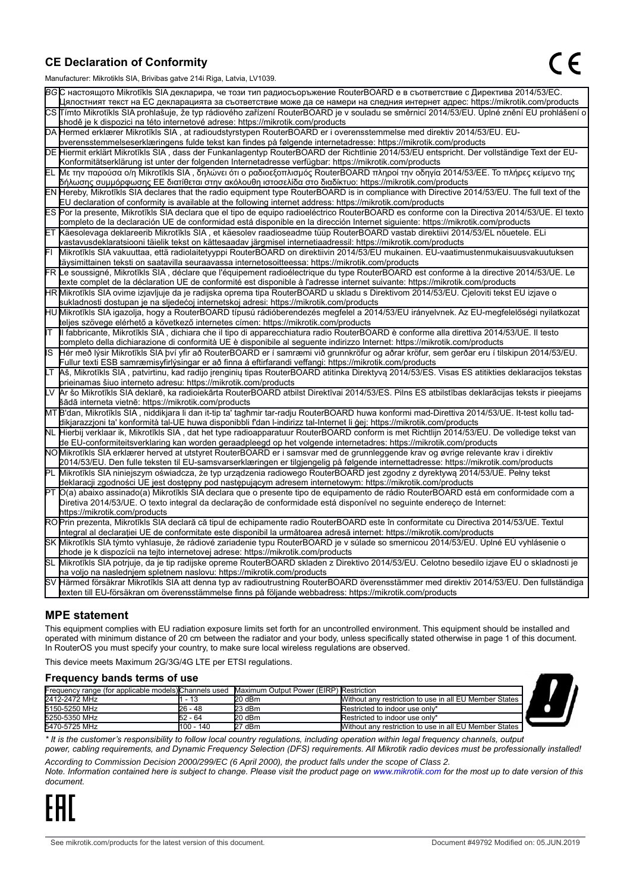## CE Declaration of Conformity

Manufacturer: Mikrotikls SIA, Brivibas gatve 214i Riga, Latvia, LV1039.

| | |
|---|---|
| BG | С настоящото Mikrotīkls SIA декларира, че този тип радиосъоръжение RouterBOARD е в съответствие с Директива 2014/53/ЕС. Цялостният текст на ЕС декларацията за съответствие може да се намери на следния интернет адрес: https://mikrotik.com/products |
| CS | Tímto Mikrotīkls SIA prohlašuje, že typ rádiového zařízení RouterBOARD je v souladu se směrnicí 2014/53/EU. Úplné znění EU prohlášení o shodě je k dispozici na této internetové adrese: https://mikrotik.com/products |
| DA | Hermed erklærer Mikrotīkls SIA , at radioudstyrstypen RouterBOARD er i overensstemmelse med direktiv 2014/53/EU. EU-overensstemmelseserklæringens fulde tekst kan findes på følgende internetadresse: https://mikrotik.com/products |
| DE | Hiermit erklärt Mikrotīkls SIA , dass der Funkanlagentyp RouterBOARD der Richtlinie 2014/53/EU entspricht. Der vollständige Text der EU-Konformitätserklärung ist unter der folgenden Internetadresse verfügbar: https://mikrotik.com/products |
| EL | Με την παρούσα ο/η Mikrotīkls SIA , δηλώνει ότι ο ραδιοεξοπλισμός RouterBOARD πληροί την οδηγία 2014/53/ΕΕ. Το πλήρες κείμενο της δήλωσης συμμόρφωσης ΕΕ διατίθεται στην ακόλουθη ιστοσελίδα στο διαδίκτυο: https://mikrotik.com/products |
| EN | Hereby, Mikrotīkls SIA declares that the radio equipment type RouterBOARD is in compliance with Directive 2014/53/EU. The full text of the EU declaration of conformity is available at the following internet address: https://mikrotik.com/products |
| ES | Por la presente, Mikrotīkls SIA declara que el tipo de equipo radioeléctrico RouterBOARD es conforme con la Directiva 2014/53/UE. El texto completo de la declaración UE de conformidad está disponible en la dirección Internet siguiente: https://mikrotik.com/products |
| ET | Käesolevaga deklareerib Mikrotīkls SIA , et käesolev raadioseadme tüüp RouterBOARD vastab direktiivi 2014/53/EL nõuetele. ELi vastavusdeklaratsiooni täielik tekst on kättesaadav järgmisel internetiaadressil: https://mikrotik.com/products |
| FI | Mikrotīkls SIA vakuuttaa, että radiolaitetyyppi RouterBOARD on direktiivin 2014/53/EU mukainen. EU-vaatimustenmukaisuusvakuutuksen täysimittainen teksti on saatavilla seuraavassa internetosoitteessa: https://mikrotik.com/products |
| FR | Le soussigné, Mikrotīkls SIA , déclare que l'équipement radioélectrique du type RouterBOARD est conforme à la directive 2014/53/UE. Le texte complet de la déclaration UE de conformité est disponible à l'adresse internet suivante: https://mikrotik.com/products |
| HR | Mikrotīkls SIA ovime izjavljuje da je radijska oprema tipa RouterBOARD u skladu s Direktivom 2014/53/EU. Cjeloviti tekst EU izjave o sukladnosti dostupan je na sljedećoj internetskoj adresi: https://mikrotik.com/products |
| HU | Mikrotīkls SIA igazolja, hogy a RouterBOARD típusú rádióberendezés megfelel a 2014/53/EU irányelvnek. Az EU-megfelelőségi nyilatkozat teljes szövege elérhető a következő internetes címen: https://mikrotik.com/products |
| IT | Il fabbricante, Mikrotīkls SIA , dichiara che il tipo di apparecchiatura radio RouterBOARD è conforme alla direttiva 2014/53/UE. Il testo completo della dichiarazione di conformità UE è disponibile al seguente indirizzo Internet: https://mikrotik.com/products |
| IS | Hér með lýsir Mikrotīkls SIA því yfir að RouterBOARD er í samræmi við grunnkröfur og aðrar kröfur, sem gerðar eru í tilskipun 2014/53/EU. Fullur texti ESB samræmisyfirlýsingar er að finna á eftirfarandi veffangi: https://mikrotik.com/products |
| LT | Aš, Mikrotīkls SIA , patvirtinu, kad radijo įrenginių tipas RouterBOARD atitinka Direktyvą 2014/53/ES. Visas ES atitikties deklaracijos tekstas prieinamas šiuo interneto adresu: https://mikrotik.com/products |
| LV | Ar šo Mikrotīkls SIA deklarē, ka radioiekārta RouterBOARD atbilst Direktīvai 2014/53/ES. Pilns ES atbilstības deklarācijas teksts ir pieejams šādā interneta vietnē: https://mikrotik.com/products |
| MT | B'dan, Mikrotīkls SIA , niddikjara li dan it-tip ta' tagħmir tar-radju RouterBOARD huwa konformi mad-Direttiva 2014/53/UE. It-test kollu tad-dikjarazzjoni ta' konformità tal-UE huwa disponibbli f'dan l-indirizz tal-Internet li ġej: https://mikrotik.com/products |
| NL | Hierbij verklaar ik, Mikrotīkls SIA , dat het type radioapparatuur RouterBOARD conform is met Richtlijn 2014/53/EU. De volledige tekst van de EU-conformiteitsverklaring kan worden geraadpleegd op het volgende internetadres: https://mikrotik.com/products |
| NO | Mikrotīkls SIA erklærer herved at utstyret RouterBOARD er i samsvar med de grunnleggende krav og øvrige relevante krav i direktiv 2014/53/EU. Den fulle teksten til EU-samsvarserklæringen er tilgjengelig på følgende internettadresse: https://mikrotik.com/products |
| PL | Mikrotīkls SIA niniejszym oświadcza, że typ urządzenia radiowego RouterBOARD jest zgodny z dyrektywą 2014/53/UE. Pełny tekst deklaracji zgodności UE jest dostępny pod następującym adresem internetowym: https://mikrotik.com/products |
| PT | O(a) abaixo assinado(a) Mikrotīkls SIA declara que o presente tipo de equipamento de rádio RouterBOARD está em conformidade com a Diretiva 2014/53/UE. O texto integral da declaração de conformidade está disponível no seguinte endereço de Internet: https://mikrotik.com/products |
| RO | Prin prezenta, Mikrotīkls SIA declară că tipul de echipamente radio RouterBOARD este în conformitate cu Directiva 2014/53/UE. Textul integral al declarației UE de conformitate este disponibil la următoarea adresă internet: https://mikrotik.com/products |
| SK | Mikrotīkls SIA týmto vyhlasuje, že rádiové zariadenie typu RouterBOARD je v súlade so smernicou 2014/53/EÚ. Úplné EÚ vyhlásenie o zhode je k dispozícii na tejto internetovej adrese: https://mikrotik.com/products |
| SL | Mikrotīkls SIA potrjuje, da je tip radijske opreme RouterBOARD skladen z Direktivo 2014/53/EU. Celotno besedilo izjave EU o skladnosti je na voljo na naslednjem spletnem naslovu: https://mikrotik.com/products |
| SV | Härmed försäkrar Mikrotīkls SIA att denna typ av radioutrustning RouterBOARD överensstämmer med direktiv 2014/53/EU. Den fullständiga texten till EU-försäkran om överensstämmelse finns på följande webbadress: https://mikrotik.com/products |

## MPE statement

This equipment complies with EU radiation exposure limits set forth for an uncontrolled environment. This equipment should be installed and operated with minimum distance of 20 cm between the radiator and your body, unless specifically stated otherwise in page 1 of this document. In RouterOS you must specify your country, to make sure local wireless regulations are observed.

This device meets Maximum 2G/3G/4G LTE per ETSI regulations.

### Frequency bands terms of use

| Frequency range (for applicable models) | Channels used | Maximum Output Power (EIRP) | Restriction |
|---|---|---|---|
| 2412-2472 MHz | 1 - 13 | 20 dBm | Without any restriction to use in all EU Member States |
| 5150-5250 MHz | 26 - 48 | 23 dBm | Restricted to indoor use only* |
| 5250-5350 MHz | 52 - 64 | 20 dBm | Restricted to indoor use only* |
| 5470-5725 MHz | 100 - 140 | 27 dBm | Without any restriction to use in all EU Member States |

*\* It is the customer's responsibility to follow local country regulations, including operation within legal frequency channels, output power, cabling requirements, and Dynamic Frequency Selection (DFS) requirements. All Mikrotik radio devices must be professionally installed!*

*According to Commission Decision 2000/299/EC (6 April 2000), the product falls under the scope of Class 2.*

*Note. Information contained here is subject to change. Please visit the product page on www.mikrotik.com for the most up to date version of this document.*

EAC

See mikrotik.com/products for the latest version of this document. Document #49792 Modified on: 05.JUN.2019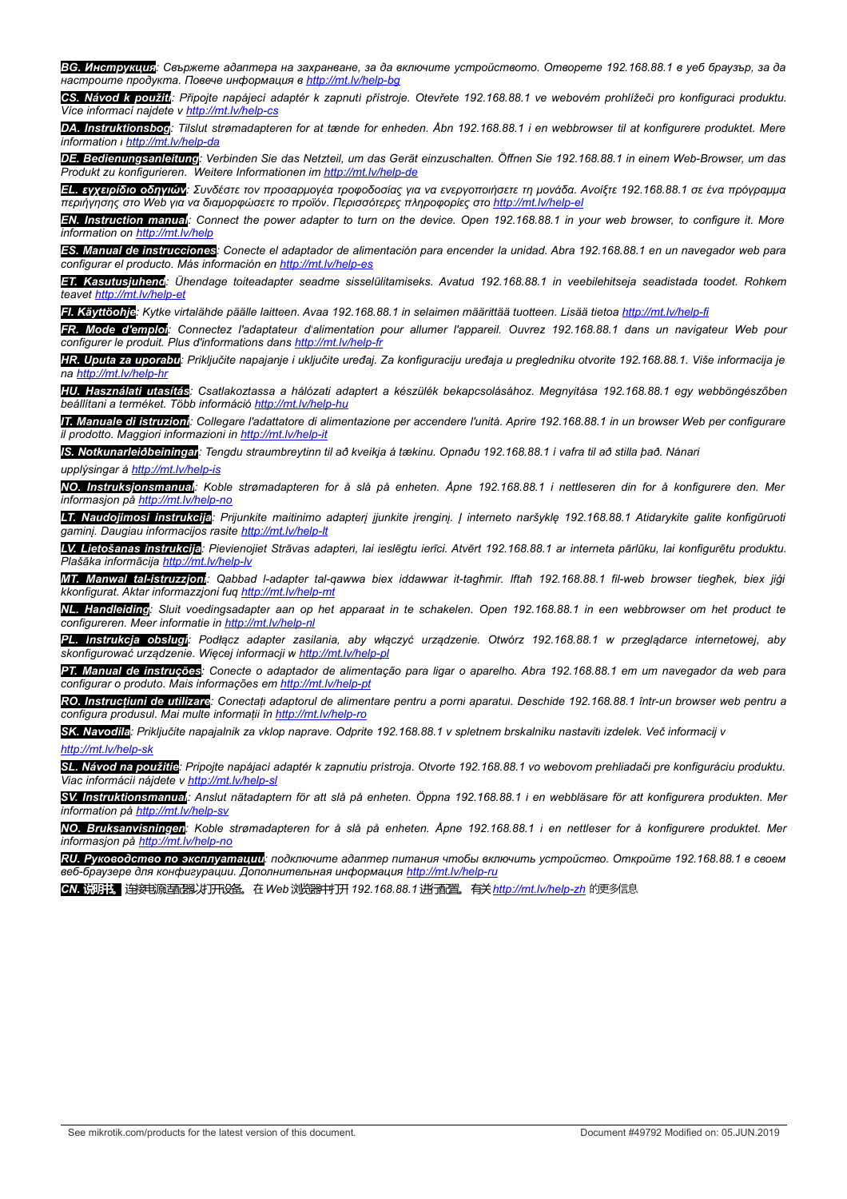**BG. Инструкция**: Свържете адаптера на захранване, за да включите устройството. Отворете 192.168.88.1 в уеб браузър, за да настроите продукта. Повече информация в http://mt.lv/help-bg

**CS. Návod k použití**: Připojte napájecí adaptér k zapnutí přístroje. Otevřete 192.168.88.1 ve webovém prohlížeči pro konfiguraci produktu. Více informací najdete v http://mt.lv/help-cs

**DA. Instruktionsbog**: Tilslut strømadapteren for at tænde for enheden. Åbn 192.168.88.1 i en webbrowser til at konfigurere produktet. Mere information i http://mt.lv/help-da

**DE. Bedienungsanleitung**: Verbinden Sie das Netzteil, um das Gerät einzuschalten. Öffnen Sie 192.168.88.1 in einem Web-Browser, um das Produkt zu konfigurieren. Weitere Informationen im http://mt.lv/help-de

**EL. εγχειρίδιο οδηγιών**: Συνδέστε τον προσαρμογέα τροφοδοσίας για να ενεργοποιήσετε τη μονάδα. Ανοίξτε 192.168.88.1 σε ένα πρόγραμμα περιήγησης στο Web για να διαμορφώσετε το προϊόν. Περισσότερες πληροφορίες στο http://mt.lv/help-el

**EN. Instruction manual**: Connect the power adapter to turn on the device. Open 192.168.88.1 in your web browser, to configure it. More information on http://mt.lv/help

**ES. Manual de instrucciones**: Conecte el adaptador de alimentación para encender la unidad. Abra 192.168.88.1 en un navegador web para configurar el producto. Más información en http://mt.lv/help-es

**ET. Kasutusjuhend**: Ühendage toiteadapter seadme sisselülitamiseks. Avatud 192.168.88.1 in veebilehitseja seadistada toodet. Rohkem teavet http://mt.lv/help-et

**FI. Käyttöohje**: Kytke virtalähde päälle laitteen. Avaa 192.168.88.1 in selaimen määrittää tuotteen. Lisää tietoa http://mt.lv/help-fi

**FR. Mode d'emploi**: Connectez l'adaptateur d'alimentation pour allumer l'appareil. Ouvrez 192.168.88.1 dans un navigateur Web pour configurer le produit. Plus d'informations dans http://mt.lv/help-fr

**HR. Uputa za uporabu**: Priključite napajanje i uključite uređaj. Za konfiguraciju uređaja u pregledniku otvorite 192.168.88.1. Više informacija je na http://mt.lv/help-hr

**HU. Használati utasítás**: Csatlakoztassa a hálózati adaptert a készülék bekapcsolásához. Megnyitása 192.168.88.1 egy webböngészőben beállítani a terméket. Több információ http://mt.lv/help-hu

**IT. Manuale di istruzioni**: Collegare l'adattatore di alimentazione per accendere l'unità. Aprire 192.168.88.1 in un browser Web per configurare il prodotto. Maggiori informazioni in http://mt.lv/help-it

**IS. Notkunarleiðbeiningar**: Tengdu straumbreytinn til að kveikja á tækinu. Opnaðu 192.168.88.1 í vafra til að stilla það. Nánari upplýsingar á http://mt.lv/help-is

**NO. Instruksjonsmanual**: Koble strømadapteren for å slå på enheten. Åpne 192.168.88.1 i nettleseren din for å konfigurere den. Mer informasjon på http://mt.lv/help-no

**LT. Naudojimosi instrukcija**: Prijunkite maitinimo adapterį įjunkite įrenginį. Į interneto naršyklę 192.168.88.1 Atidarykite galite konfigūruoti gaminį. Daugiau informacijos rasite http://mt.lv/help-lt

**LV. Lietošanas instrukcija**: Pievienojiet Strāvas adapteri, lai ieslēgtu ierīci. Atvērt 192.168.88.1 ar interneta pārlūku, lai konfigurētu produktu. Plašāka informācija http://mt.lv/help-lv

**MT. Manwal tal-istruzzjoni**: Qabbad l-adapter tal-qawwa biex iddawwar it-tagħmir. Iftaħ 192.168.88.1 fil-web browser tiegħek, biex jiġi kkonfigurat. Aktar informazzjoni fuq http://mt.lv/help-mt

**NL. Handleiding**: Sluit voedingsadapter aan op het apparaat in te schakelen. Open 192.168.88.1 in een webbrowser om het product te configureren. Meer informatie in http://mt.lv/help-nl

**PL. Instrukcja obsługi**: Podłącz adapter zasilania, aby włączyć urządzenie. Otwórz 192.168.88.1 w przeglądarce internetowej, aby skonfigurować urządzenie. Więcej informacji w http://mt.lv/help-pl

**PT. Manual de instruções**: Conecte o adaptador de alimentação para ligar o aparelho. Abra 192.168.88.1 em um navegador da web para configurar o produto. Mais informações em http://mt.lv/help-pt

**RO. Instrucțiuni de utilizare**: Conectați adaptorul de alimentare pentru a porni aparatul. Deschide 192.168.88.1 într-un browser web pentru a configura produsul. Mai multe informații în http://mt.lv/help-ro

**SK. Navodila**: Priključite napajalnik za vklop naprave. Odprite 192.168.88.1 v spletnem brskalniku nastaviti izdelek. Več informacij v http://mt.lv/help-sk

**SL. Návod na použitie**: Pripojte napájací adaptér k zapnutiu prístroja. Otvorte 192.168.88.1 vo webovom prehliadači pre konfiguráciu produktu. Viac informácií nájdete v http://mt.lv/help-sl

**SV. Instruktionsmanual**: Anslut nätadaptern för att slå på enheten. Öppna 192.168.88.1 i en webbläsare för att konfigurera produkten. Mer information på http://mt.lv/help-sv

**NO. Bruksanvisningen**: Koble strømadapteren for å slå på enheten. Åpne 192.168.88.1 i en nettleser for å konfigurere produktet. Mer informasjon på http://mt.lv/help-no

**RU. Руководство по эксплуатации**: подключите адаптер питания чтобы включить устройство. Откройте 192.168.88.1 в своем веб-браузере для конфигурации. Дополнительная информация http://mt.lv/help-ru

**CN. 说明书.** 连接电源适配器以打开设备。在 Web 浏览器中打开 192.168.88.1 进行配置。有关 http://mt.lv/help-zh 的更多信息

See mikrotik.com/products for the latest version of this document. Document #49792 Modified on: 05.JUN.2019